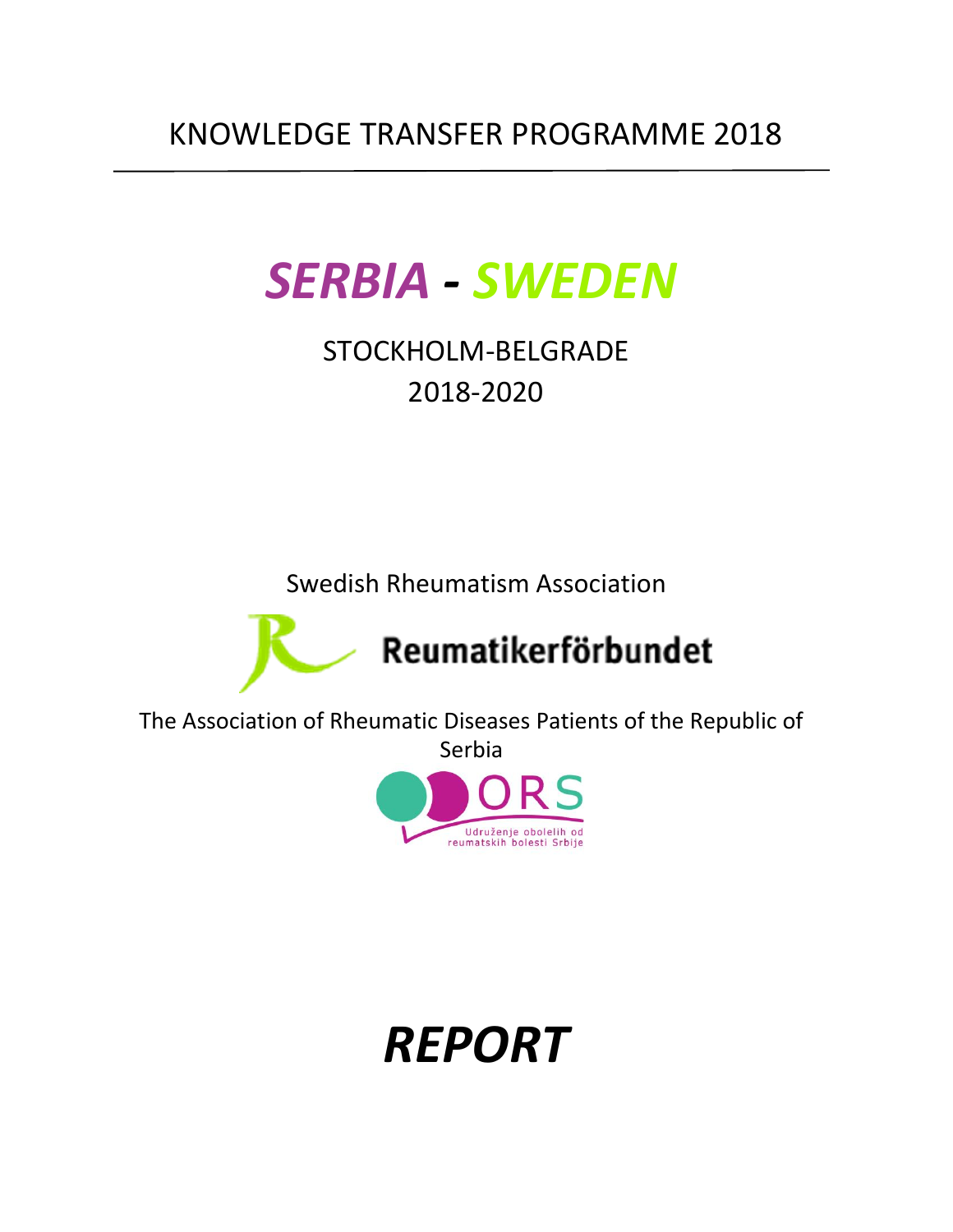KNOWLEDGE TRANSFER PROGRAMME 2018

# *SERBIA - SWEDEN*

STOCKHOLM-BELGRADE

2018-2020

Swedish Rheumatism Association

Reumatikerförbundet

The Association of Rheumatic Diseases Patients of the Republic of Serbia

ORS

Udruženje obolelih od reumatskih bolesti Srbije

# *REPORT*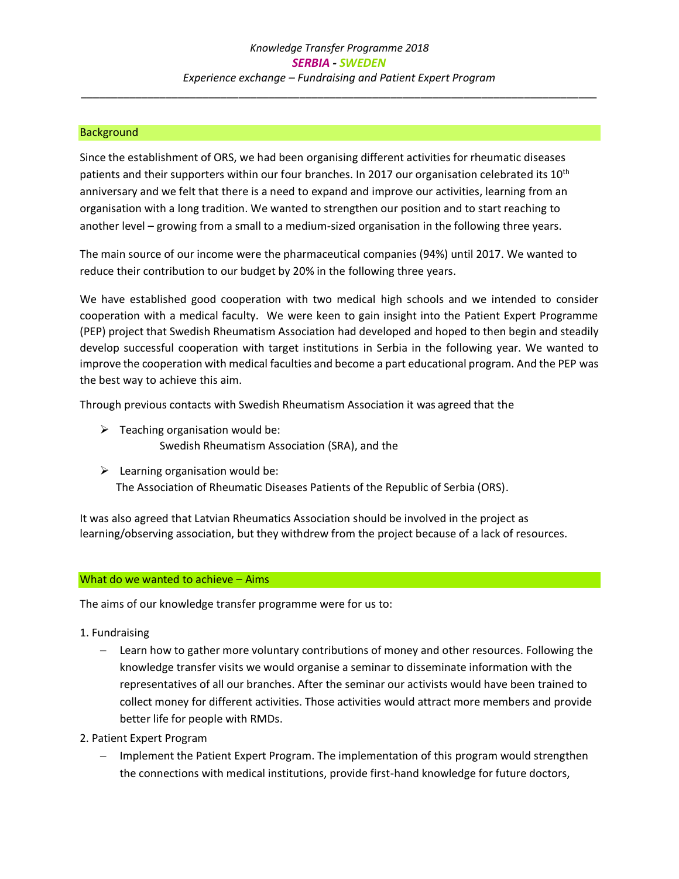*Knowledge Transfer Programme 2018*

***SERBIA - SWEDEN***

*Experience exchange – Fundraising and Patient Expert Program*

---

## Background

Since the establishment of ORS, we had been organising different activities for rheumatic diseases patients and their supporters within our four branches. In 2017 our organisation celebrated its 10th anniversary and we felt that there is a need to expand and improve our activities, learning from an organisation with a long tradition. We wanted to strengthen our position and to start reaching to another level – growing from a small to a medium-sized organisation in the following three years.

The main source of our income were the pharmaceutical companies (94%) until 2017. We wanted to reduce their contribution to our budget by 20% in the following three years.

We have established good cooperation with two medical high schools and we intended to consider cooperation with a medical faculty. We were keen to gain insight into the Patient Expert Programme (PEP) project that Swedish Rheumatism Association had developed and hoped to then begin and steadily develop successful cooperation with target institutions in Serbia in the following year. We wanted to improve the cooperation with medical faculties and become a part educational program. And the PEP was the best way to achieve this aim.

Through previous contacts with Swedish Rheumatism Association it was agreed that the

- Teaching organisation would be:
  Swedish Rheumatism Association (SRA), and the
- Learning organisation would be:
  The Association of Rheumatic Diseases Patients of the Republic of Serbia (ORS).

It was also agreed that Latvian Rheumatics Association should be involved in the project as learning/observing association, but they withdrew from the project because of a lack of resources.

## What do we wanted to achieve – Aims

The aims of our knowledge transfer programme were for us to:

1. Fundraising
   - Learn how to gather more voluntary contributions of money and other resources. Following the knowledge transfer visits we would organise a seminar to disseminate information with the representatives of all our branches. After the seminar our activists would have been trained to collect money for different activities. Those activities would attract more members and provide better life for people with RMDs.
2. Patient Expert Program
   - Implement the Patient Expert Program. The implementation of this program would strengthen the connections with medical institutions, provide first-hand knowledge for future doctors,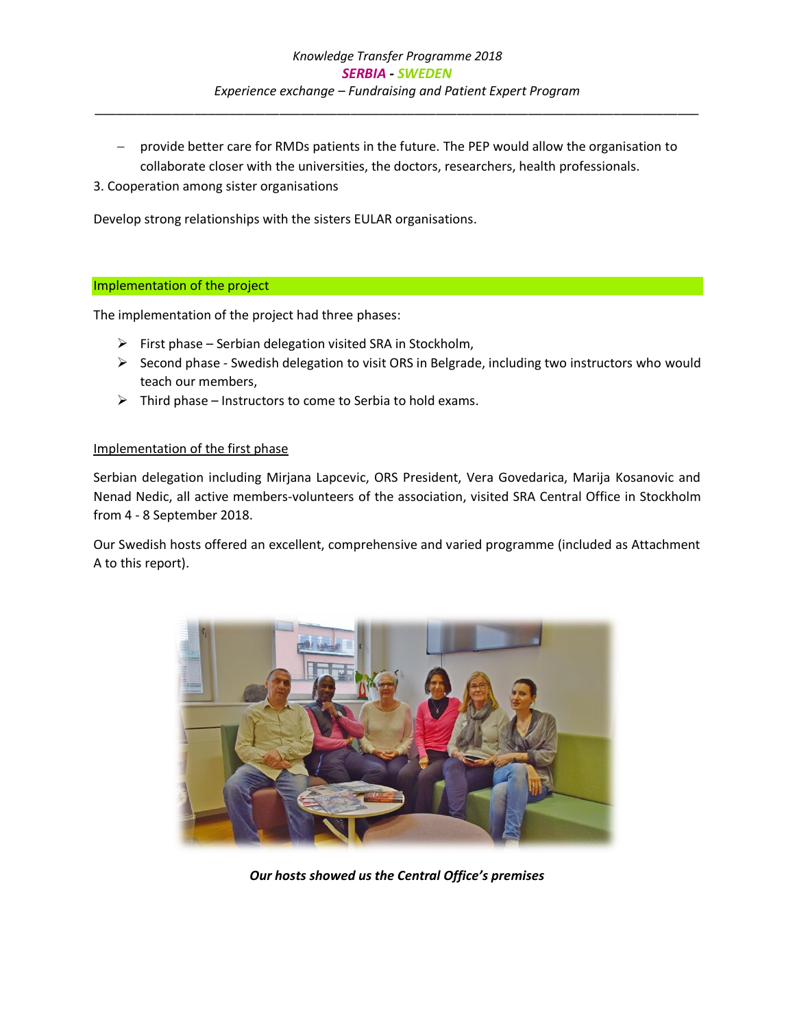- provide better care for RMDs patients in the future. The PEP would allow the organisation to collaborate closer with the universities, the doctors, researchers, health professionals.

3. Cooperation among sister organisations

Develop strong relationships with the sisters EULAR organisations.

## Implementation of the project

The implementation of the project had three phases:

- First phase – Serbian delegation visited SRA in Stockholm,
- Second phase - Swedish delegation to visit ORS in Belgrade, including two instructors who would teach our members,
- Third phase – Instructors to come to Serbia to hold exams.

### Implementation of the first phase

Serbian delegation including Mirjana Lapcevic, ORS President, Vera Govedarica, Marija Kosanovic and Nenad Nedic, all active members-volunteers of the association, visited SRA Central Office in Stockholm from 4 - 8 September 2018.

Our Swedish hosts offered an excellent, comprehensive and varied programme (included as Attachment A to this report).

***Our hosts showed us the Central Office's premises***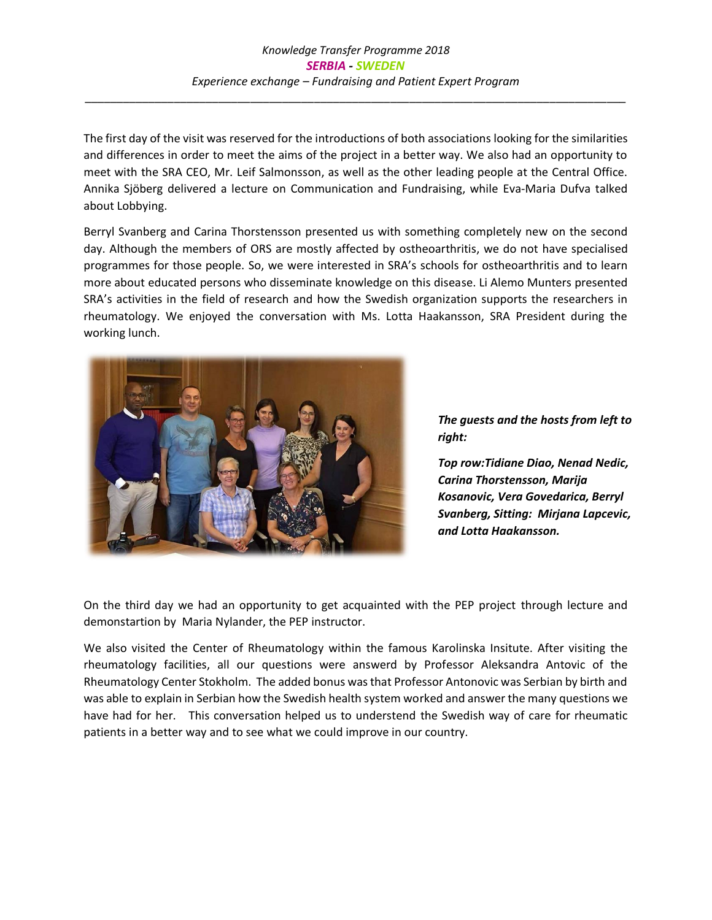The first day of the visit was reserved for the introductions of both associations looking for the similarities and differences in order to meet the aims of the project in a better way. We also had an opportunity to meet with the SRA CEO, Mr. Leif Salmonsson, as well as the other leading people at the Central Office. Annika Sjöberg delivered a lecture on Communication and Fundraising, while Eva-Maria Dufva talked about Lobbying.

Berryl Svanberg and Carina Thorstensson presented us with something completely new on the second day. Although the members of ORS are mostly affected by ostheoarthritis, we do not have specialised programmes for those people. So, we were interested in SRA's schools for ostheoarthritis and to learn more about educated persons who disseminate knowledge on this disease. Li Alemo Munters presented SRA's activities in the field of research and how the Swedish organization supports the researchers in rheumatology. We enjoyed the conversation with Ms. Lotta Haakansson, SRA President during the working lunch.

***The guests and the hosts from left to right:***

***Top row:Tidiane Diao, Nenad Nedic, Carina Thorstensson, Marija Kosanovic, Vera Govedarica, Berryl Svanberg, Sitting: Mirjana Lapcevic, and Lotta Haakansson.***

On the third day we had an opportunity to get acquainted with the PEP project through lecture and demonstartion by Maria Nylander, the PEP instructor.

We also visited the Center of Rheumatology within the famous Karolinska Insitute. After visiting the rheumatology facilities, all our questions were answerd by Professor Aleksandra Antovic of the Rheumatology Center Stokholm. The added bonus was that Professor Antonovic was Serbian by birth and was able to explain in Serbian how the Swedish health system worked and answer the many questions we have had for her. This conversation helped us to understend the Swedish way of care for rheumatic patients in a better way and to see what we could improve in our country.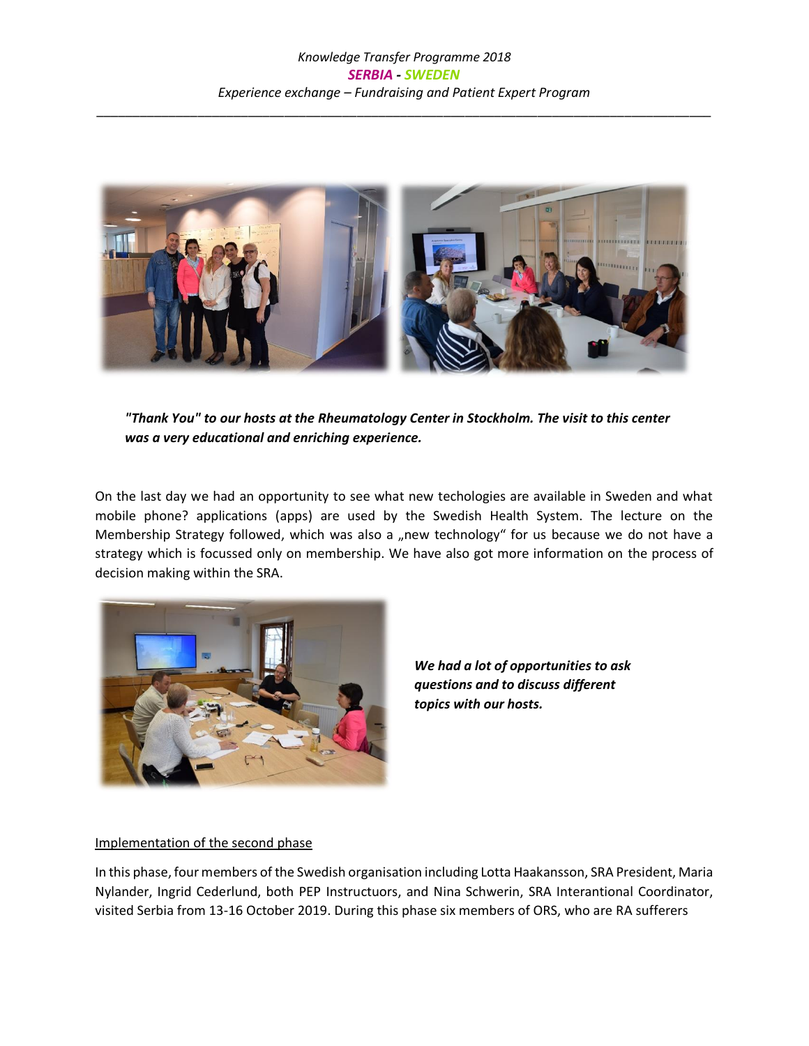*__"Thank You" to our hosts at the Rheumatology Center in Stockholm. The visit to this center was a very educational and enriching experience.__*

On the last day we had an opportunity to see what new techologies are available in Sweden and what mobile phone? applications (apps) are used by the Swedish Health System. The lecture on the Membership Strategy followed, which was also a „new technology" for us because we do not have a strategy which is focussed only on membership. We have also got more information on the process of decision making within the SRA.

*__We had a lot of opportunities to ask questions and to discuss different topics with our hosts.__*

<u>Implementation of the second phase</u>

In this phase, four members of the Swedish organisation including Lotta Haakansson, SRA President, Maria Nylander, Ingrid Cederlund, both PEP Instructuors, and Nina Schwerin, SRA Interantional Coordinator, visited Serbia from 13-16 October 2019. During this phase six members of ORS, who are RA sufferers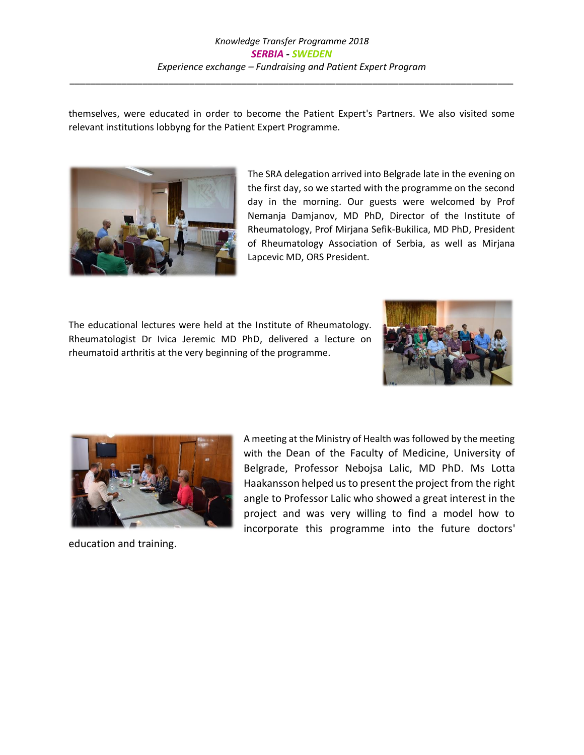themselves, were educated in order to become the Patient Expert's Partners. We also visited some relevant institutions lobbyng for the Patient Expert Programme.

The SRA delegation arrived into Belgrade late in the evening on the first day, so we started with the programme on the second day in the morning. Our guests were welcomed by Prof Nemanja Damjanov, MD PhD, Director of the Institute of Rheumatology, Prof Mirjana Sefik-Bukilica, MD PhD, President of Rheumatology Association of Serbia, as well as Mirjana Lapcevic MD, ORS President.

The educational lectures were held at the Institute of Rheumatology. Rheumatologist Dr Ivica Jeremic MD PhD, delivered a lecture on rheumatoid arthritis at the very beginning of the programme.

A meeting at the Ministry of Health was followed by the meeting with the Dean of the Faculty of Medicine, University of Belgrade, Professor Nebojsa Lalic, MD PhD. Ms Lotta Haakansson helped us to present the project from the right angle to Professor Lalic who showed a great interest in the project and was very willing to find a model how to incorporate this programme into the future doctors' education and training.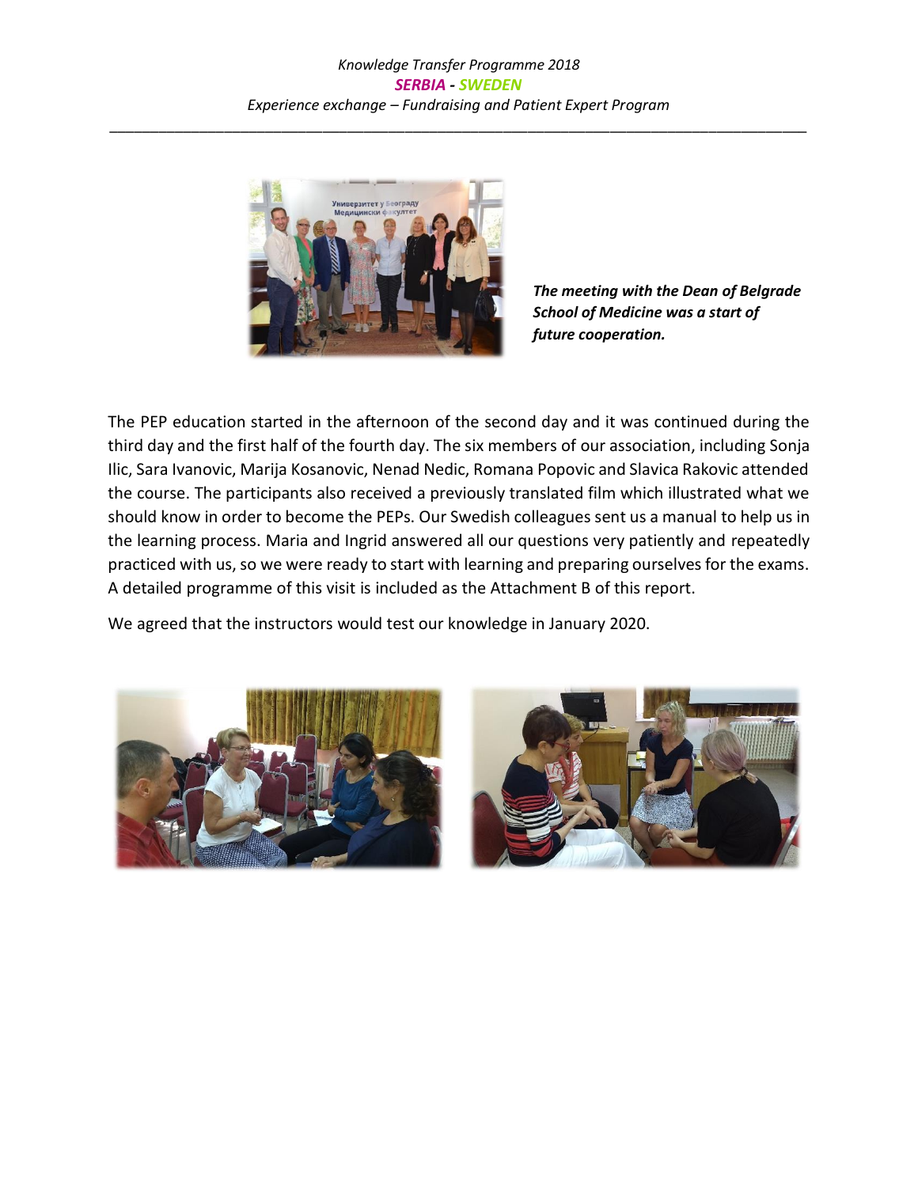***The meeting with the Dean of Belgrade School of Medicine was a start of future cooperation.***

The PEP education started in the afternoon of the second day and it was continued during the third day and the first half of the fourth day. The six members of our association, including Sonja Ilic, Sara Ivanovic, Marija Kosanovic, Nenad Nedic, Romana Popovic and Slavica Rakovic attended the course. The participants also received a previously translated film which illustrated what we should know in order to become the PEPs. Our Swedish colleagues sent us a manual to help us in the learning process. Maria and Ingrid answered all our questions very patiently and repeatedly practiced with us, so we were ready to start with learning and preparing ourselves for the exams. A detailed programme of this visit is included as the Attachment B of this report.

We agreed that the instructors would test our knowledge in January 2020.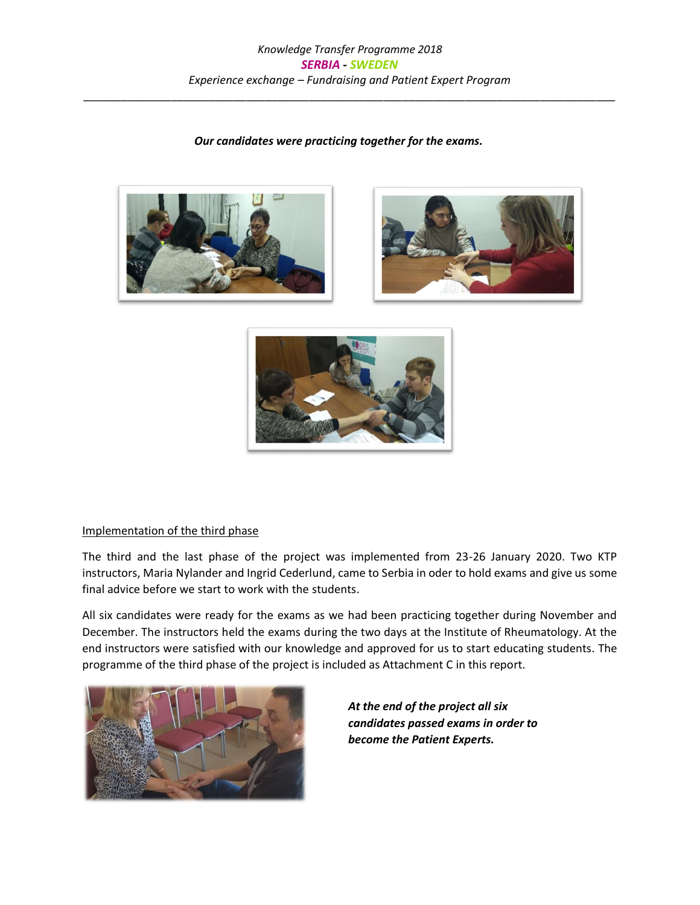***Our candidates were practicing together for the exams.***

<u>Implementation of the third phase</u>

The third and the last phase of the project was implemented from 23-26 January 2020. Two KTP instructors, Maria Nylander and Ingrid Cederlund, came to Serbia in oder to hold exams and give us some final advice before we start to work with the students.

All six candidates were ready for the exams as we had been practicing together during November and December. The instructors held the exams during the two days at the Institute of Rheumatology. At the end instructors were satisfied with our knowledge and approved for us to start educating students. The programme of the third phase of the project is included as Attachment C in this report.

***At the end of the project all six candidates passed exams in order to become the Patient Experts.***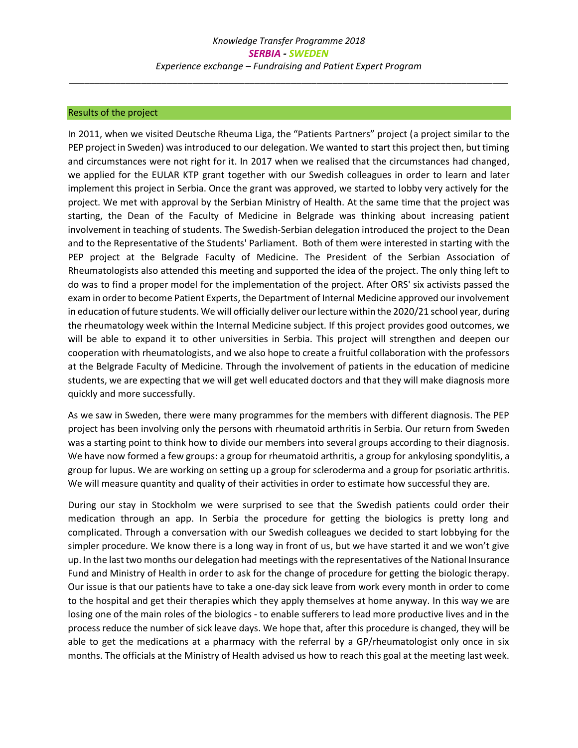## Results of the project

In 2011, when we visited Deutsche Rheuma Liga, the "Patients Partners" project (a project similar to the PEP project in Sweden) was introduced to our delegation. We wanted to start this project then, but timing and circumstances were not right for it. In 2017 when we realised that the circumstances had changed, we applied for the EULAR KTP grant together with our Swedish colleagues in order to learn and later implement this project in Serbia. Once the grant was approved, we started to lobby very actively for the project. We met with approval by the Serbian Ministry of Health. At the same time that the project was starting, the Dean of the Faculty of Medicine in Belgrade was thinking about increasing patient involvement in teaching of students. The Swedish-Serbian delegation introduced the project to the Dean and to the Representative of the Students' Parliament. Both of them were interested in starting with the PEP project at the Belgrade Faculty of Medicine. The President of the Serbian Association of Rheumatologists also attended this meeting and supported the idea of the project. The only thing left to do was to find a proper model for the implementation of the project. After ORS' six activists passed the exam in order to become Patient Experts, the Department of Internal Medicine approved our involvement in education of future students. We will officially deliver our lecture within the 2020/21 school year, during the rheumatology week within the Internal Medicine subject. If this project provides good outcomes, we will be able to expand it to other universities in Serbia. This project will strengthen and deepen our cooperation with rheumatologists, and we also hope to create a fruitful collaboration with the professors at the Belgrade Faculty of Medicine. Through the involvement of patients in the education of medicine students, we are expecting that we will get well educated doctors and that they will make diagnosis more quickly and more successfully.

As we saw in Sweden, there were many programmes for the members with different diagnosis. The PEP project has been involving only the persons with rheumatoid arthritis in Serbia. Our return from Sweden was a starting point to think how to divide our members into several groups according to their diagnosis. We have now formed a few groups: a group for rheumatoid arthritis, a group for ankylosing spondylitis, a group for lupus. We are working on setting up a group for scleroderma and a group for psoriatic arthritis. We will measure quantity and quality of their activities in order to estimate how successful they are.

During our stay in Stockholm we were surprised to see that the Swedish patients could order their medication through an app. In Serbia the procedure for getting the biologics is pretty long and complicated. Through a conversation with our Swedish colleagues we decided to start lobbying for the simpler procedure. We know there is a long way in front of us, but we have started it and we won't give up. In the last two months our delegation had meetings with the representatives of the National Insurance Fund and Ministry of Health in order to ask for the change of procedure for getting the biologic therapy. Our issue is that our patients have to take a one-day sick leave from work every month in order to come to the hospital and get their therapies which they apply themselves at home anyway. In this way we are losing one of the main roles of the biologics - to enable sufferers to lead more productive lives and in the process reduce the number of sick leave days. We hope that, after this procedure is changed, they will be able to get the medications at a pharmacy with the referral by a GP/rheumatologist only once in six months. The officials at the Ministry of Health advised us how to reach this goal at the meeting last week.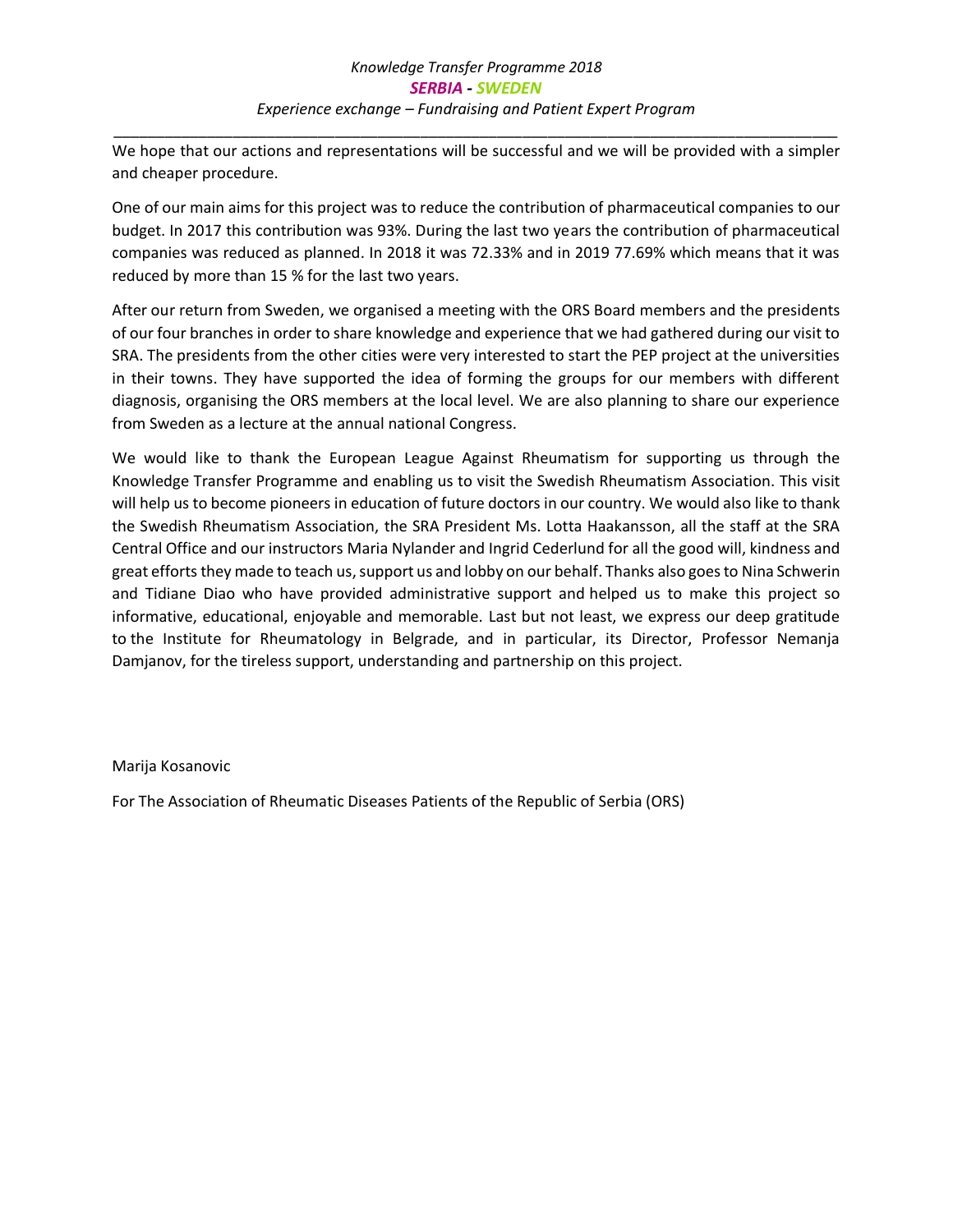We hope that our actions and representations will be successful and we will be provided with a simpler and cheaper procedure.

One of our main aims for this project was to reduce the contribution of pharmaceutical companies to our budget. In 2017 this contribution was 93%. During the last two years the contribution of pharmaceutical companies was reduced as planned. In 2018 it was 72.33% and in 2019 77.69% which means that it was reduced by more than 15 % for the last two years.

After our return from Sweden, we organised a meeting with the ORS Board members and the presidents of our four branches in order to share knowledge and experience that we had gathered during our visit to SRA. The presidents from the other cities were very interested to start the PEP project at the universities in their towns. They have supported the idea of forming the groups for our members with different diagnosis, organising the ORS members at the local level. We are also planning to share our experience from Sweden as a lecture at the annual national Congress.

We would like to thank the European League Against Rheumatism for supporting us through the Knowledge Transfer Programme and enabling us to visit the Swedish Rheumatism Association. This visit will help us to become pioneers in education of future doctors in our country. We would also like to thank the Swedish Rheumatism Association, the SRA President Ms. Lotta Haakansson, all the staff at the SRA Central Office and our instructors Maria Nylander and Ingrid Cederlund for all the good will, kindness and great efforts they made to teach us, support us and lobby on our behalf. Thanks also goes to Nina Schwerin and Tidiane Diao who have provided administrative support and helped us to make this project so informative, educational, enjoyable and memorable. Last but not least, we express our deep gratitude to the Institute for Rheumatology in Belgrade, and in particular, its Director, Professor Nemanja Damjanov, for the tireless support, understanding and partnership on this project.

Marija Kosanovic

For The Association of Rheumatic Diseases Patients of the Republic of Serbia (ORS)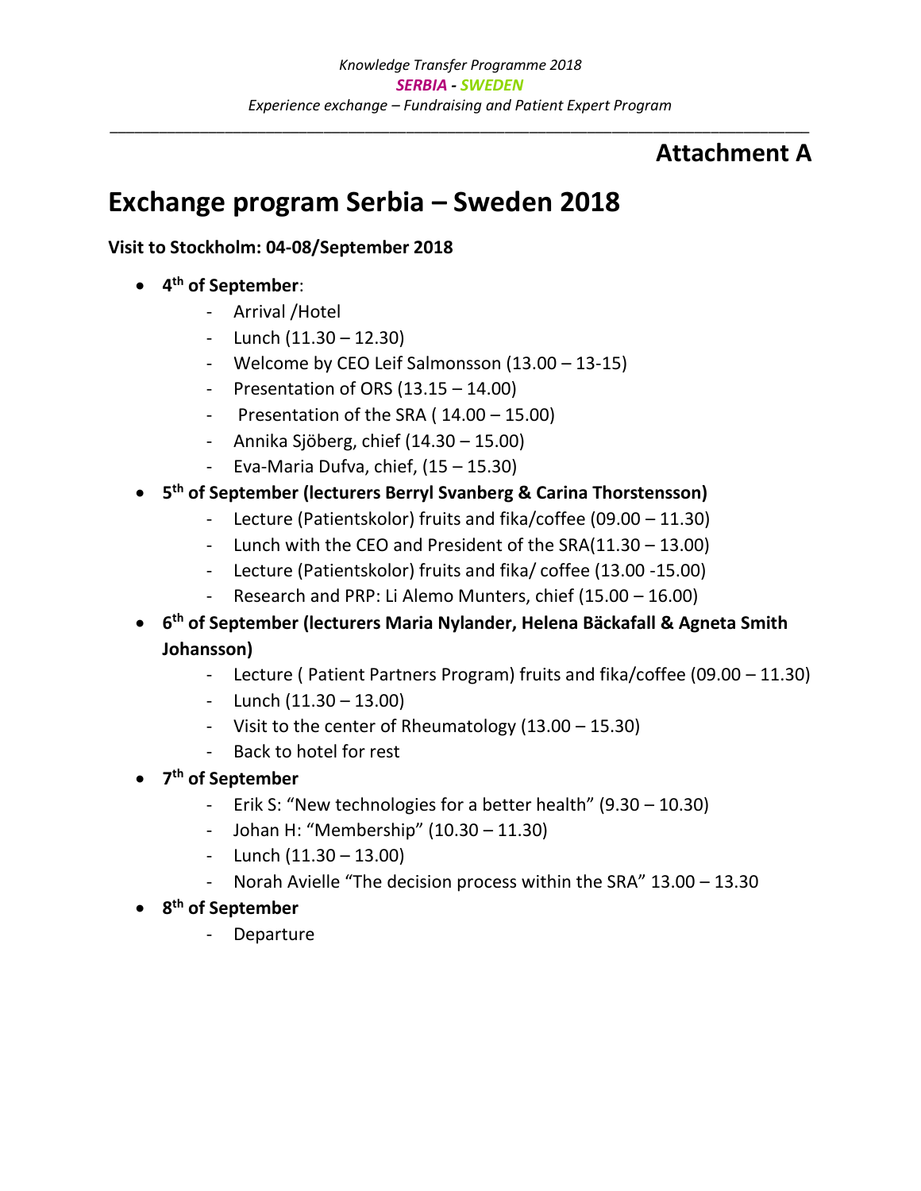## Attachment A

# Exchange program Serbia – Sweden 2018

**Visit to Stockholm: 04-08/September 2018**

- **4th of September**:
  - Arrival /Hotel
  - Lunch (11.30 – 12.30)
  - Welcome by CEO Leif Salmonsson (13.00 – 13-15)
  - Presentation of ORS (13.15 – 14.00)
  - Presentation of the SRA ( 14.00 – 15.00)
  - Annika Sjöberg, chief (14.30 – 15.00)
  - Eva-Maria Dufva, chief, (15 – 15.30)
- **5th of September (lecturers Berryl Svanberg & Carina Thorstensson)**
  - Lecture (Patientskolor) fruits and fika/coffee (09.00 – 11.30)
  - Lunch with the CEO and President of the SRA(11.30 – 13.00)
  - Lecture (Patientskolor) fruits and fika/ coffee (13.00 -15.00)
  - Research and PRP: Li Alemo Munters, chief (15.00 – 16.00)
- **6th of September (lecturers Maria Nylander, Helena Bäckafall & Agneta Smith Johansson)**
  - Lecture ( Patient Partners Program) fruits and fika/coffee (09.00 – 11.30)
  - Lunch (11.30 – 13.00)
  - Visit to the center of Rheumatology (13.00 – 15.30)
  - Back to hotel for rest
- **7th of September**
  - Erik S: "New technologies for a better health" (9.30 – 10.30)
  - Johan H: "Membership" (10.30 – 11.30)
  - Lunch (11.30 – 13.00)
  - Norah Avielle "The decision process within the SRA" 13.00 – 13.30
- **8th of September**
  - Departure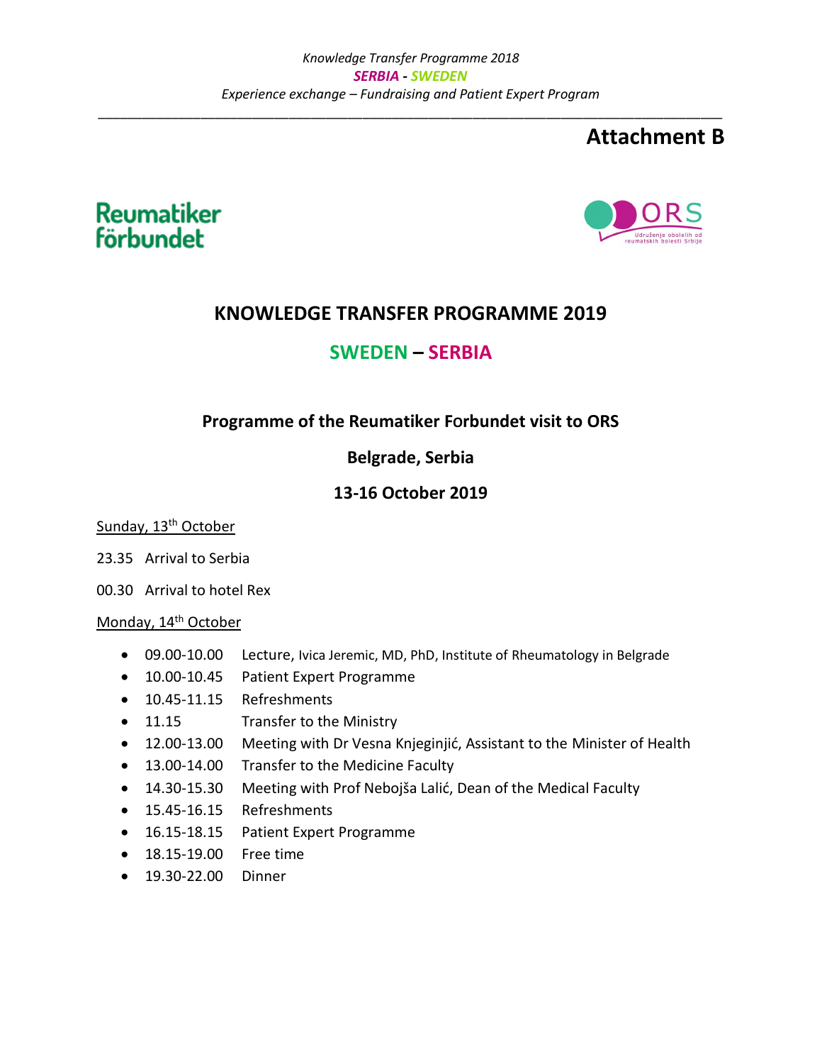**Attachment B**

Reumatiker förbundet

ORS
Udruženje obolelih od reumatskih bolesti Srbije

# KNOWLEDGE TRANSFER PROGRAMME 2019

## SWEDEN – SERBIA

### Programme of the Reumatiker Forbundet visit to ORS

### Belgrade, Serbia

### 13-16 October 2019

Sunday, 13th October

23.35 Arrival to Serbia

00.30 Arrival to hotel Rex

Monday, 14th October

- 09.00-10.00 Lecture, Ivica Jeremic, MD, PhD, Institute of Rheumatology in Belgrade
- 10.00-10.45 Patient Expert Programme
- 10.45-11.15 Refreshments
- 11.15 Transfer to the Ministry
- 12.00-13.00 Meeting with Dr Vesna Knjeginjić, Assistant to the Minister of Health
- 13.00-14.00 Transfer to the Medicine Faculty
- 14.30-15.30 Meeting with Prof Nebojša Lalić, Dean of the Medical Faculty
- 15.45-16.15 Refreshments
- 16.15-18.15 Patient Expert Programme
- 18.15-19.00 Free time
- 19.30-22.00 Dinner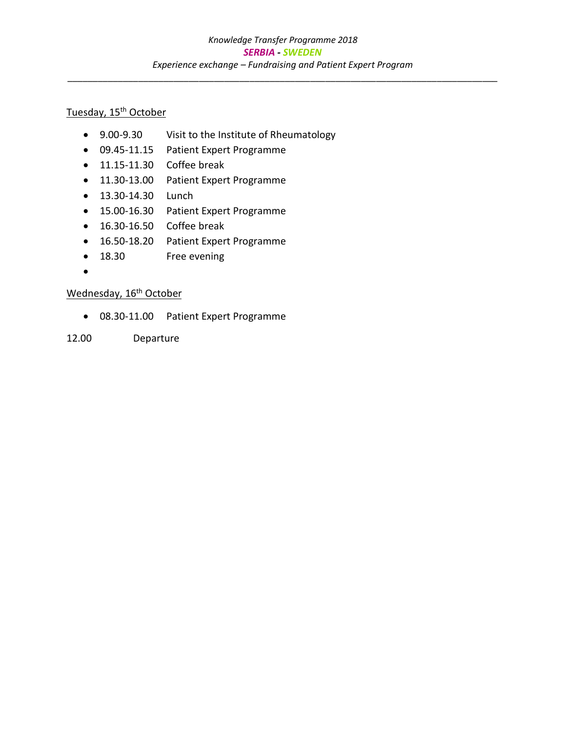*Knowledge Transfer Programme 2018*

***SERBIA - SWEDEN***

*Experience exchange – Fundraising and Patient Expert Program*

---

Tuesday, 15th October

- 9.00-9.30 Visit to the Institute of Rheumatology
- 09.45-11.15 Patient Expert Programme
- 11.15-11.30 Coffee break
- 11.30-13.00 Patient Expert Programme
- 13.30-14.30 Lunch
- 15.00-16.30 Patient Expert Programme
- 16.30-16.50 Coffee break
- 16.50-18.20 Patient Expert Programme
- 18.30 Free evening

Wednesday, 16th October

- 08.30-11.00 Patient Expert Programme

12.00 Departure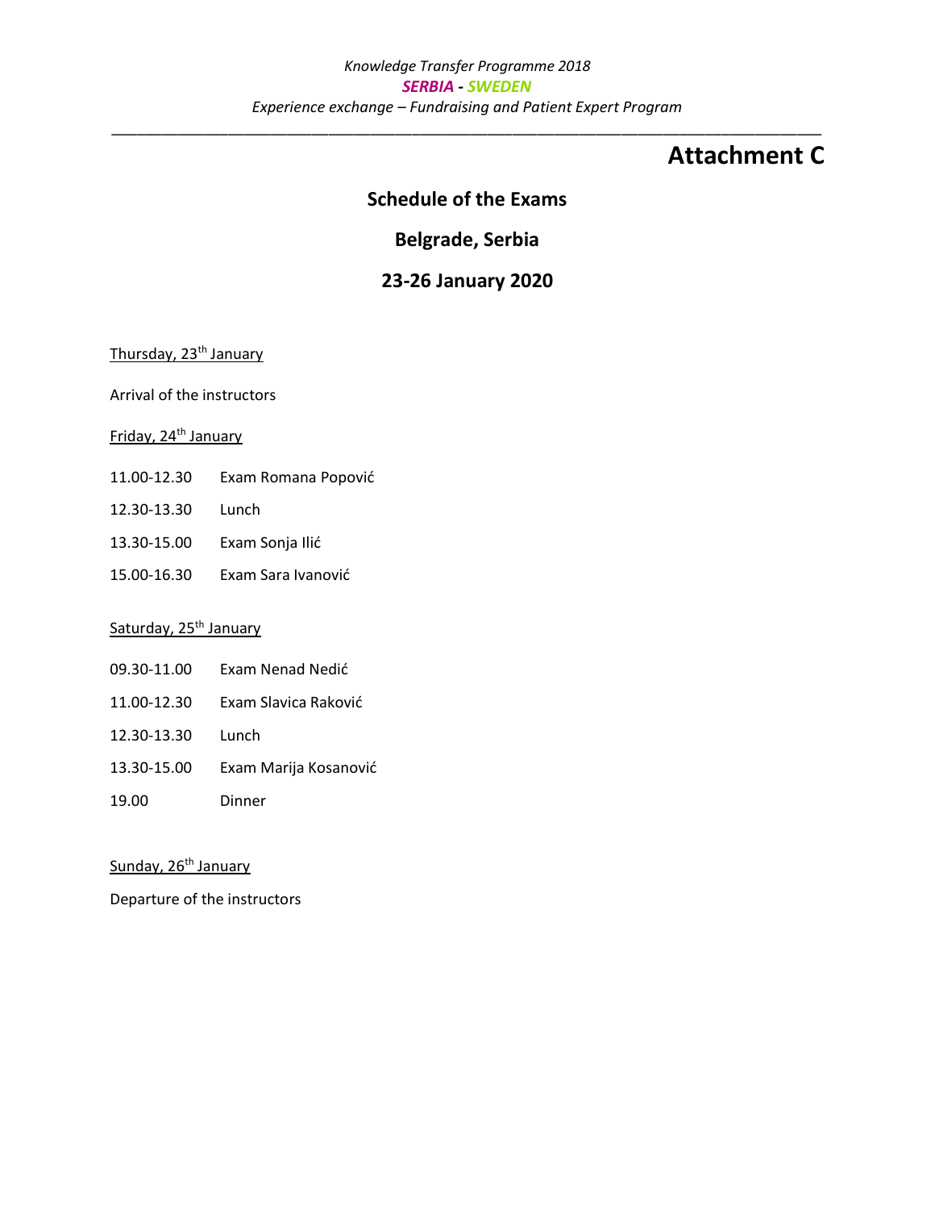# Attachment C

## Schedule of the Exams

## Belgrade, Serbia

## 23-26 January 2020

<u>Thursday, 23th January</u>

Arrival of the instructors

<u>Friday, 24th January</u>

| | |
|---|---|
| 11.00-12.30 | Exam Romana Popović |
| 12.30-13.30 | Lunch |
| 13.30-15.00 | Exam Sonja Ilić |
| 15.00-16.30 | Exam Sara Ivanović |

<u>Saturday, 25th January</u>

| | |
|---|---|
| 09.30-11.00 | Exam Nenad Nedić |
| 11.00-12.30 | Exam Slavica Raković |
| 12.30-13.30 | Lunch |
| 13.30-15.00 | Exam Marija Kosanović |
| 19.00 | Dinner |

<u>Sunday, 26th January</u>

Departure of the instructors